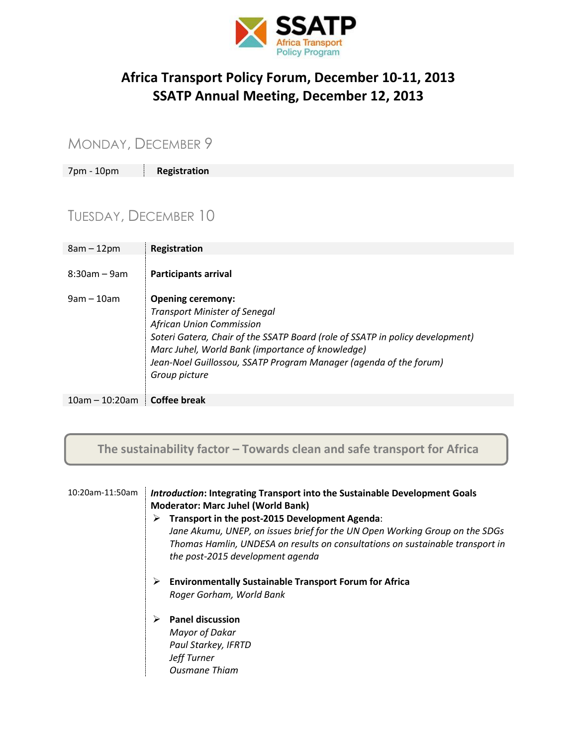SSAPT
Africa Transport Policy Program

# Africa Transport Policy Forum, December 10-11, 2013
# SSATP Annual Meeting, December 12, 2013

## Monday, December 9

| | |
|---|---|
| 7pm - 10pm | **Registration** |

## Tuesday, December 10

| | |
|---|---|
| 8am – 12pm | **Registration** |
| 8:30am – 9am | **Participants arrival** |
| 9am – 10am | **Opening ceremony:**<br>*Transport Minister of Senegal*<br>*African Union Commission*<br>*Soteri Gatera, Chair of the SSATP Board (role of SSATP in policy development)*<br>*Marc Juhel, World Bank (importance of knowledge)*<br>*Jean-Noel Guillossou, SSATP Program Manager (agenda of the forum)*<br>*Group picture* |
| 10am – 10:20am | **Coffee break** |

### The sustainability factor – Towards clean and safe transport for Africa

10:20am-11:50am

***Introduction*: Integrating Transport into the Sustainable Development Goals**
**Moderator: Marc Juhel (World Bank)**

- **Transport in the post-2015 Development Agenda**:
  *Jane Akumu, UNEP, on issues brief for the UN Open Working Group on the SDGs*
  *Thomas Hamlin, UNDESA on results on consultations on sustainable transport in the post-2015 development agenda*

- **Environmentally Sustainable Transport Forum for Africa**
  *Roger Gorham, World Bank*

- **Panel discussion**
  *Mayor of Dakar*
  *Paul Starkey, IFRTD*
  *Jeff Turner*
  *Ousmane Thiam*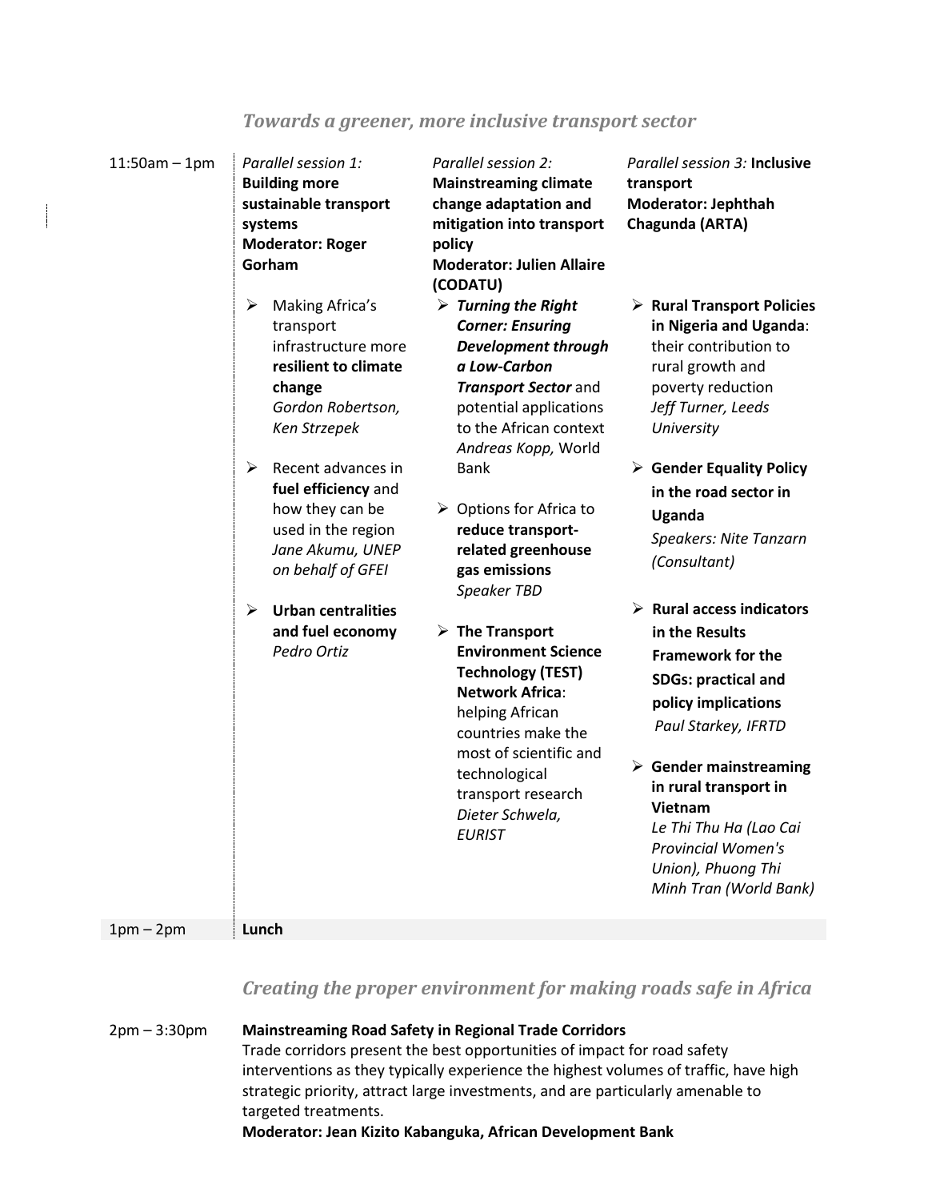## *Towards a greener, more inclusive transport sector*

**11:50am – 1pm**

*Parallel session 1:* **Building more sustainable transport systems**
**Moderator: Roger Gorham**

- Making Africa's transport infrastructure more **resilient to climate change**
  *Gordon Robertson, Ken Strzepek*
- Recent advances in **fuel efficiency** and how they can be used in the region
  *Jane Akumu, UNEP on behalf of GFEI*
- **Urban centralities and fuel economy**
  *Pedro Ortiz*

*Parallel session 2:* **Mainstreaming climate change adaptation and mitigation into transport policy**
**Moderator: Julien Allaire (CODATU)**

- ***Turning the Right Corner: Ensuring Development through a Low-Carbon Transport Sector*** and potential applications to the African context
  *Andreas Kopp,* World Bank
- Options for Africa to **reduce transport-related greenhouse gas emissions**
  *Speaker TBD*
- **The Transport Environment Science Technology (TEST) Network Africa**: helping African countries make the most of scientific and technological transport research
  *Dieter Schwela, EURIST*

*Parallel session 3:* **Inclusive transport**
**Moderator: Jephthah Chagunda (ARTA)**

- **Rural Transport Policies in Nigeria and Uganda**: their contribution to rural growth and poverty reduction
  *Jeff Turner, Leeds University*
- **Gender Equality Policy in the road sector in Uganda**
  *Speakers: Nite Tanzarn (Consultant)*
- **Rural access indicators in the Results Framework for the SDGs: practical and policy implications**
  *Paul Starkey, IFRTD*
- **Gender mainstreaming in rural transport in Vietnam**
  *Le Thi Thu Ha (Lao Cai Provincial Women's Union), Phuong Thi Minh Tran (World Bank)*

**1pm – 2pm** **Lunch**

## *Creating the proper environment for making roads safe in Africa*

**2pm – 3:30pm** **Mainstreaming Road Safety in Regional Trade Corridors**

Trade corridors present the best opportunities of impact for road safety interventions as they typically experience the highest volumes of traffic, have high strategic priority, attract large investments, and are particularly amenable to targeted treatments.

**Moderator: Jean Kizito Kabanguka, African Development Bank**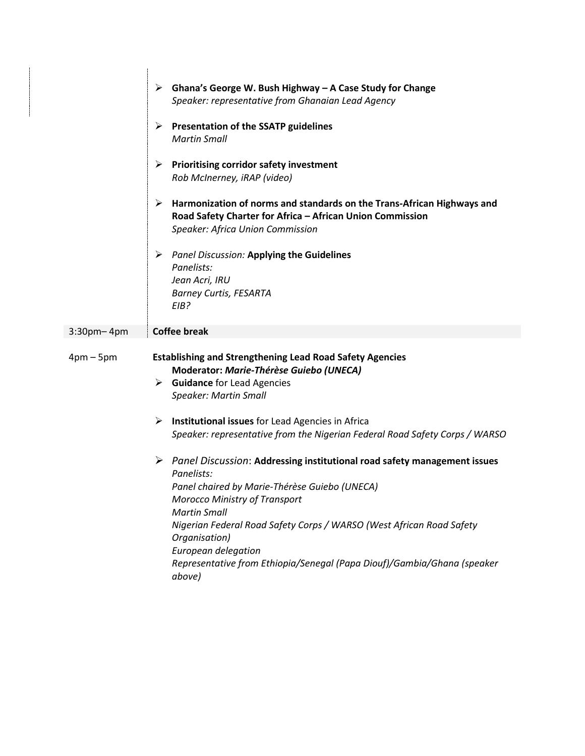- **Ghana's George W. Bush Highway – A Case Study for Change**
  *Speaker: representative from Ghanaian Lead Agency*

- **Presentation of the SSATP guidelines**
  *Martin Small*

- **Prioritising corridor safety investment**
  *Rob McInerney, iRAP (video)*

- **Harmonization of norms and standards on the Trans-African Highways and Road Safety Charter for Africa – African Union Commission**
  *Speaker: Africa Union Commission*

- *Panel Discussion:* **Applying the Guidelines**
  *Panelists:*
  *Jean Acri, IRU*
  *Barney Curtis, FESARTA*
  *EIB?*

**3:30pm– 4pm** — **Coffee break**

**4pm – 5pm** — **Establishing and Strengthening Lead Road Safety Agencies**

**Moderator: *Marie-Thérèse Guiebo (UNECA)***

- **Guidance** for Lead Agencies
  *Speaker: Martin Small*

- **Institutional issues** for Lead Agencies in Africa
  *Speaker: representative from the Nigerian Federal Road Safety Corps / WARSO*

- *Panel Discussion*: **Addressing institutional road safety management issues**
  *Panelists:*
  *Panel chaired by Marie-Thérèse Guiebo (UNECA)*
  *Morocco Ministry of Transport*
  *Martin Small*
  *Nigerian Federal Road Safety Corps / WARSO (West African Road Safety Organisation)*
  *European delegation*
  *Representative from Ethiopia/Senegal (Papa Diouf)/Gambia/Ghana (speaker above)*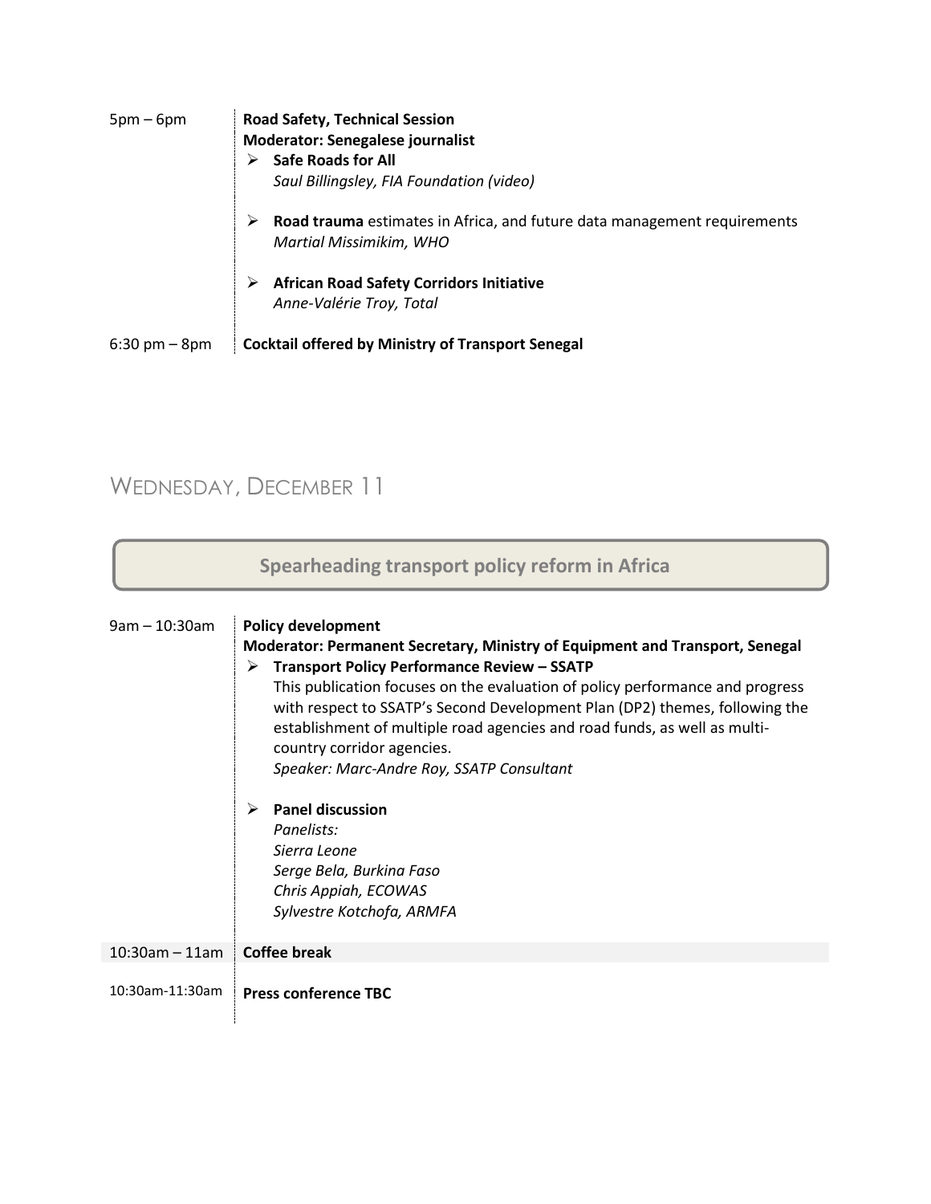| | |
|---|---|
| 5pm – 6pm | **Road Safety, Technical Session**<br>**Moderator: Senegalese journalist**<br>➢ **Safe Roads for All**<br>*Saul Billingsley, FIA Foundation (video)*<br>➢ **Road trauma** estimates in Africa, and future data management requirements<br>*Martial Missimikim, WHO*<br>➢ **African Road Safety Corridors Initiative**<br>*Anne-Valérie Troy, Total* |
| 6:30 pm – 8pm | **Cocktail offered by Ministry of Transport Senegal** |

## Wednesday, December 11

### Spearheading transport policy reform in Africa

| | |
|---|---|
| 9am – 10:30am | **Policy development**<br>**Moderator: Permanent Secretary, Ministry of Equipment and Transport, Senegal**<br>➢ **Transport Policy Performance Review – SSATP**<br>This publication focuses on the evaluation of policy performance and progress with respect to SSATP's Second Development Plan (DP2) themes, following the establishment of multiple road agencies and road funds, as well as multi-country corridor agencies.<br>*Speaker: Marc-Andre Roy, SSATP Consultant*<br>➢ **Panel discussion**<br>*Panelists:*<br>*Sierra Leone*<br>*Serge Bela, Burkina Faso*<br>*Chris Appiah, ECOWAS*<br>*Sylvestre Kotchofa, ARMFA* |
| 10:30am – 11am | **Coffee break** |
| 10:30am-11:30am | **Press conference TBC** |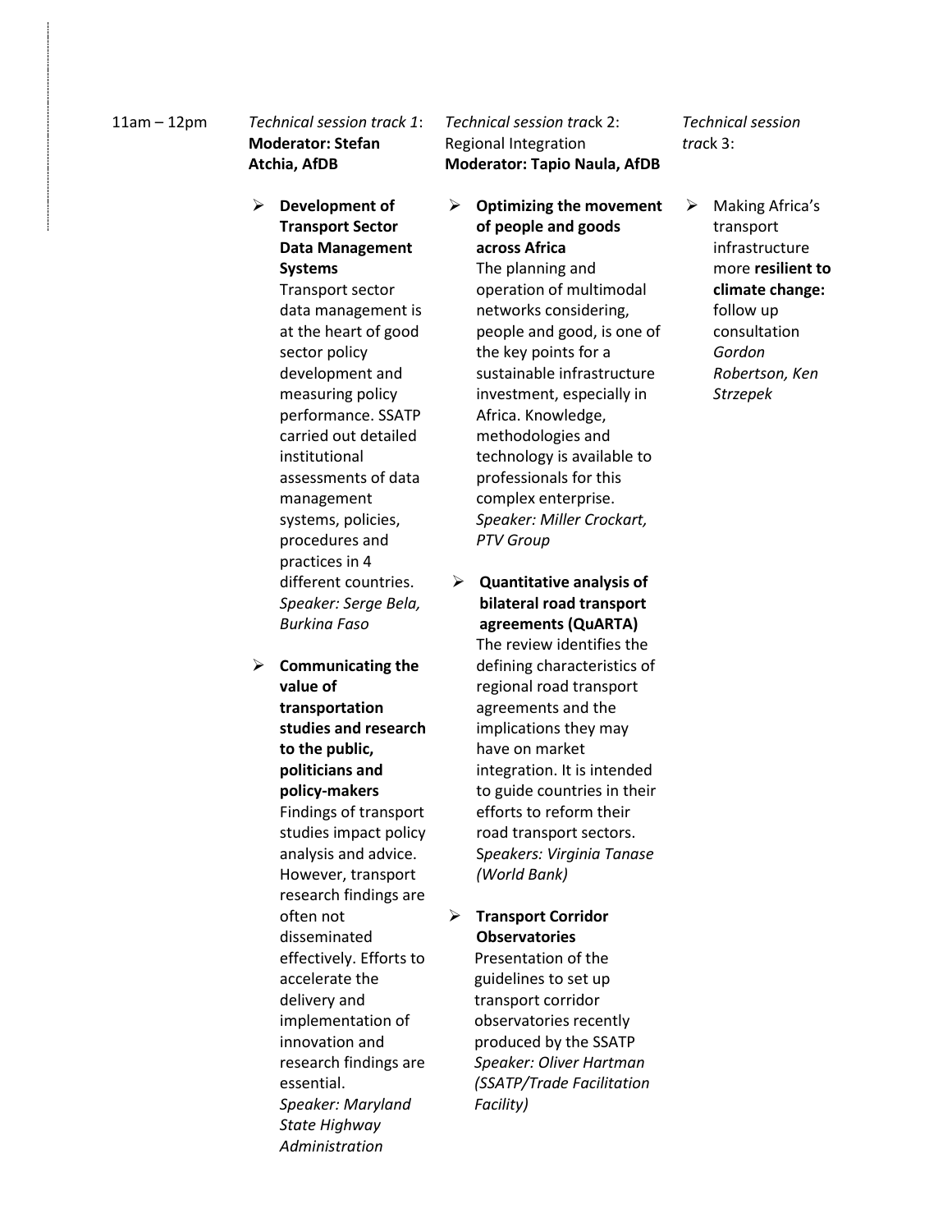**11am – 12pm**

*Technical session track 1*: **Moderator: Stefan Atchia, AfDB**

- **Development of Transport Sector Data Management Systems**
  Transport sector data management is at the heart of good sector policy development and measuring policy performance. SSATP carried out detailed institutional assessments of data management systems, policies, procedures and practices in 4 different countries.
  *Speaker: Serge Bela, Burkina Faso*

- **Communicating the value of transportation studies and research to the public, politicians and policy-makers**
  Findings of transport studies impact policy analysis and advice. However, transport research findings are often not disseminated effectively. Efforts to accelerate the delivery and implementation of innovation and research findings are essential.
  *Speaker: Maryland State Highway Administration*

*Technical session tra*ck 2: Regional Integration **Moderator: Tapio Naula, AfDB**

- **Optimizing the movement of people and goods across Africa**
  The planning and operation of multimodal networks considering, people and good, is one of the key points for a sustainable infrastructure investment, especially in Africa. Knowledge, methodologies and technology is available to professionals for this complex enterprise.
  *Speaker: Miller Crockart, PTV Group*

- **Quantitative analysis of bilateral road transport agreements (QuARTA)**
  The review identifies the defining characteristics of regional road transport agreements and the implications they may have on market integration. It is intended to guide countries in their efforts to reform their road transport sectors.
  S*peakers: Virginia Tanase (World Bank)*

- **Transport Corridor Observatories**
  Presentation of the guidelines to set up transport corridor observatories recently produced by the SSATP
  *Speaker: Oliver Hartman (SSATP/Trade Facilitation Facility)*

*Technical session tra*ck 3:

- Making Africa's transport infrastructure more **resilient to climate change:** follow up consultation
  *Gordon Robertson, Ken Strzepek*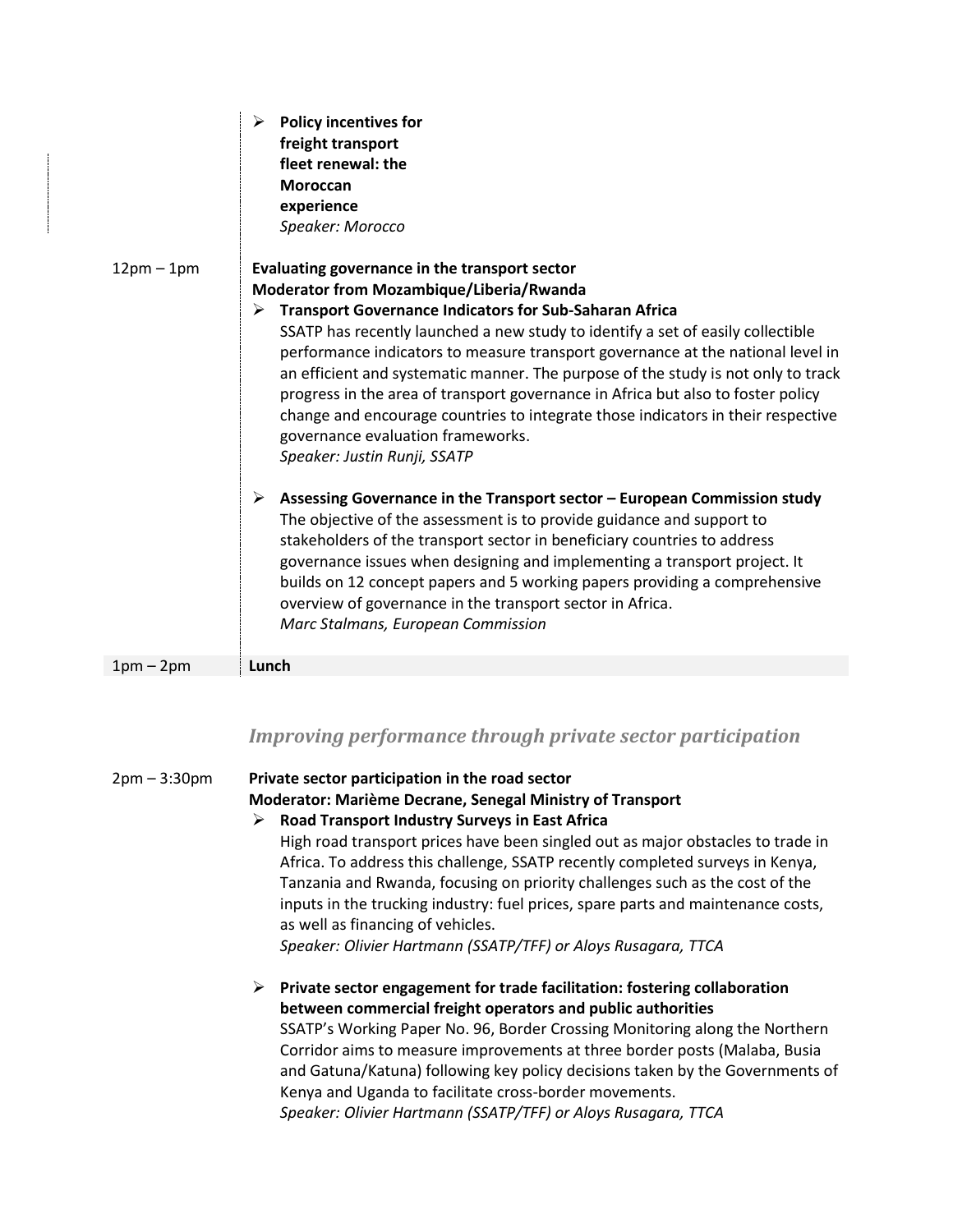- **Policy incentives for freight transport fleet renewal: the Moroccan experience**
  *Speaker: Morocco*

12pm – 1pm

**Evaluating governance in the transport sector**
**Moderator from Mozambique/Liberia/Rwanda**

- **Transport Governance Indicators for Sub-Saharan Africa**
  SSATP has recently launched a new study to identify a set of easily collectible performance indicators to measure transport governance at the national level in an efficient and systematic manner. The purpose of the study is not only to track progress in the area of transport governance in Africa but also to foster policy change and encourage countries to integrate those indicators in their respective governance evaluation frameworks.
  *Speaker: Justin Runji, SSATP*

- **Assessing Governance in the Transport sector – European Commission study**
  The objective of the assessment is to provide guidance and support to stakeholders of the transport sector in beneficiary countries to address governance issues when designing and implementing a transport project. It builds on 12 concept papers and 5 working papers providing a comprehensive overview of governance in the transport sector in Africa.
  *Marc Stalmans, European Commission*

1pm – 2pm **Lunch**

## *Improving performance through private sector participation*

2pm – 3:30pm

**Private sector participation in the road sector**
**Moderator: Marième Decrane, Senegal Ministry of Transport**

- **Road Transport Industry Surveys in East Africa**
  High road transport prices have been singled out as major obstacles to trade in Africa. To address this challenge, SSATP recently completed surveys in Kenya, Tanzania and Rwanda, focusing on priority challenges such as the cost of the inputs in the trucking industry: fuel prices, spare parts and maintenance costs, as well as financing of vehicles.
  *Speaker: Olivier Hartmann (SSATP/TFF) or Aloys Rusagara, TTCA*

- **Private sector engagement for trade facilitation: fostering collaboration between commercial freight operators and public authorities**
  SSATP's Working Paper No. 96, Border Crossing Monitoring along the Northern Corridor aims to measure improvements at three border posts (Malaba, Busia and Gatuna/Katuna) following key policy decisions taken by the Governments of Kenya and Uganda to facilitate cross-border movements.
  *Speaker: Olivier Hartmann (SSATP/TFF) or Aloys Rusagara, TTCA*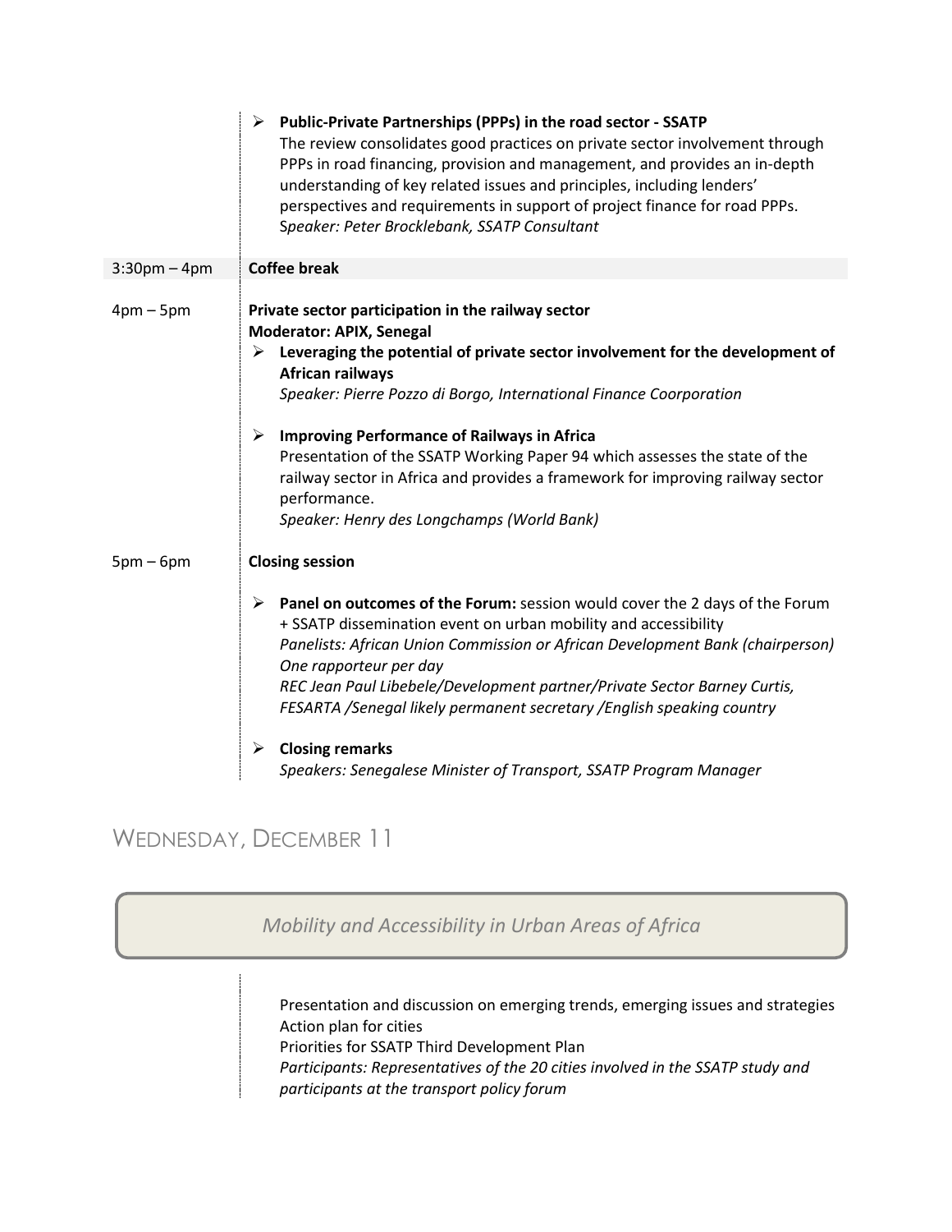- **Public-Private Partnerships (PPPs) in the road sector - SSATP**
  The review consolidates good practices on private sector involvement through PPPs in road financing, provision and management, and provides an in-depth understanding of key related issues and principles, including lenders' perspectives and requirements in support of project finance for road PPPs.
  *Speaker: Peter Brocklebank, SSATP Consultant*

| | |
|---|---|
| 3:30pm – 4pm | **Coffee break** |
| 4pm – 5pm | **Private sector participation in the railway sector**<br>**Moderator: APIX, Senegal**<br>➢ **Leveraging the potential of private sector involvement for the development of African railways**<br>*Speaker: Pierre Pozzo di Borgo, International Finance Coorporation*<br><br>➢ **Improving Performance of Railways in Africa**<br>Presentation of the SSATP Working Paper 94 which assesses the state of the railway sector in Africa and provides a framework for improving railway sector performance.<br>*Speaker: Henry des Longchamps (World Bank)* |
| 5pm – 6pm | **Closing session**<br><br>➢ **Panel on outcomes of the Forum:** session would cover the 2 days of the Forum + SSATP dissemination event on urban mobility and accessibility<br>*Panelists: African Union Commission or African Development Bank (chairperson)*<br>*One rapporteur per day*<br>*REC Jean Paul Libebele/Development partner/Private Sector Barney Curtis, FESARTA /Senegal likely permanent secretary /English speaking country*<br><br>➢ **Closing remarks**<br>*Speakers: Senegalese Minister of Transport, SSATP Program Manager* |

## Wednesday, December 11

*Mobility and Accessibility in Urban Areas of Africa*

Presentation and discussion on emerging trends, emerging issues and strategies
Action plan for cities
Priorities for SSATP Third Development Plan
*Participants: Representatives of the 20 cities involved in the SSATP study and participants at the transport policy forum*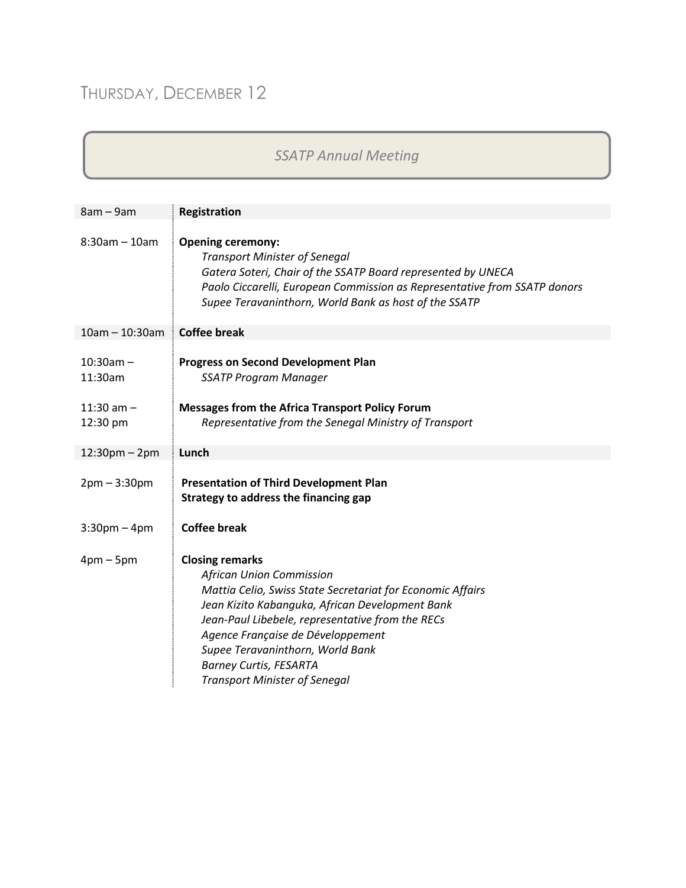## THURSDAY, DECEMBER 12

### *SSATP Annual Meeting*

| | |
|---|---|
| 8am – 9am | **Registration** |
| 8:30am – 10am | **Opening ceremony:**<br>*Transport Minister of Senegal*<br>*Gatera Soteri, Chair of the SSATP Board represented by UNECA*<br>*Paolo Ciccarelli, European Commission as Representative from SSATP donors*<br>*Supee Teravaninthorn, World Bank as host of the SSATP* |
| 10am – 10:30am | **Coffee break** |
| 10:30am – 11:30am | **Progress on Second Development Plan**<br>*SSATP Program Manager* |
| 11:30 am – 12:30 pm | **Messages from the Africa Transport Policy Forum**<br>*Representative from the Senegal Ministry of Transport* |
| 12:30pm – 2pm | **Lunch** |
| 2pm – 3:30pm | **Presentation of Third Development Plan**<br>**Strategy to address the financing gap** |
| 3:30pm – 4pm | **Coffee break** |
| 4pm – 5pm | **Closing remarks**<br>*African Union Commission*<br>*Mattia Celio, Swiss State Secretariat for Economic Affairs*<br>*Jean Kizito Kabanguka, African Development Bank*<br>*Jean-Paul Libebele, representative from the RECs*<br>*Agence Française de Développement*<br>*Supee Teravaninthorn, World Bank*<br>*Barney Curtis, FESARTA*<br>*Transport Minister of Senegal* |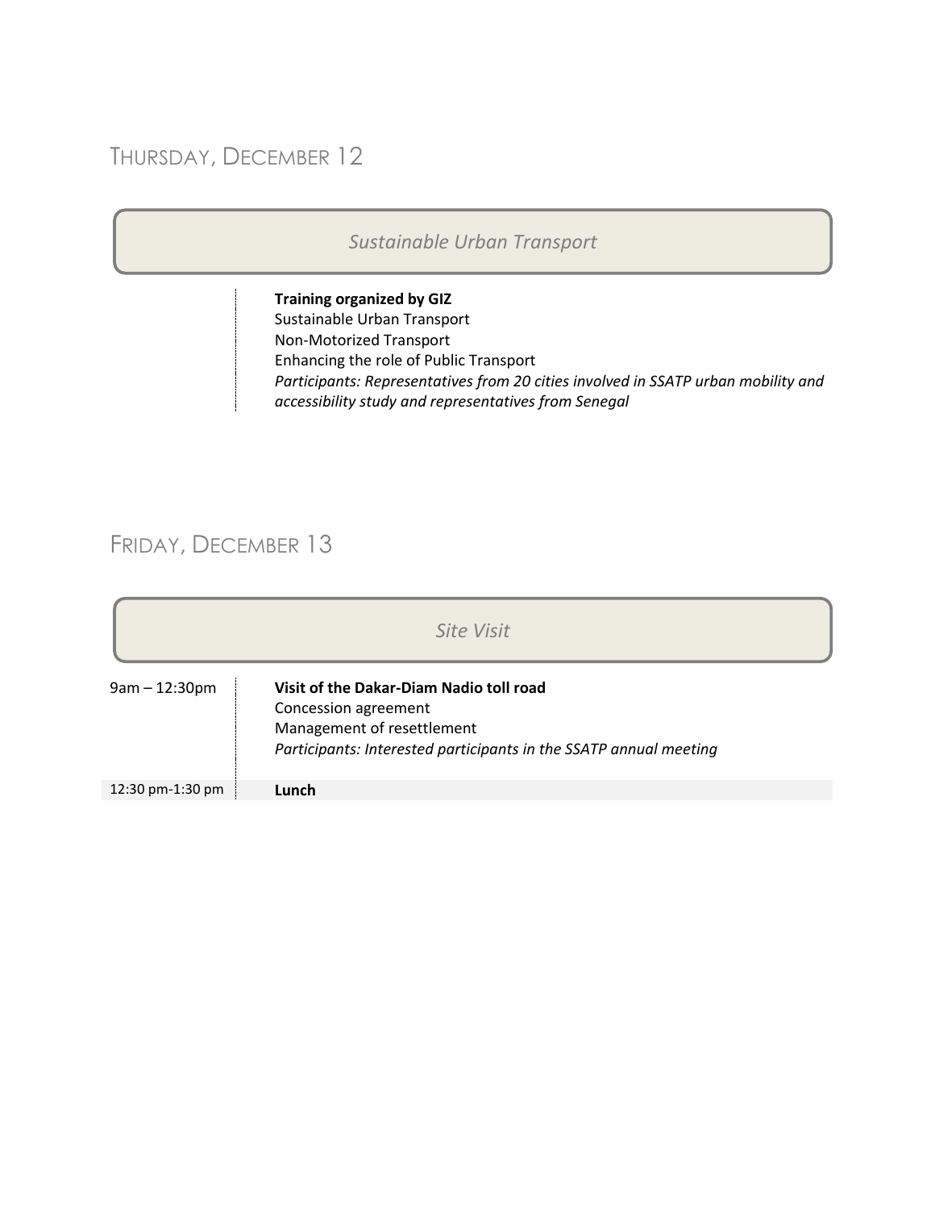## THURSDAY, DECEMBER 12

### *Sustainable Urban Transport*

**Training organized by GIZ**
Sustainable Urban Transport
Non-Motorized Transport
Enhancing the role of Public Transport
*Participants: Representatives from 20 cities involved in SSATP urban mobility and accessibility study and representatives from Senegal*

## FRIDAY, DECEMBER 13

### *Site Visit*

| | |
|---|---|
| 9am – 12:30pm | **Visit of the Dakar-Diam Nadio toll road**<br>Concession agreement<br>Management of resettlement<br>*Participants: Interested participants in the SSATP annual meeting* |
| 12:30 pm-1:30 pm | **Lunch** |